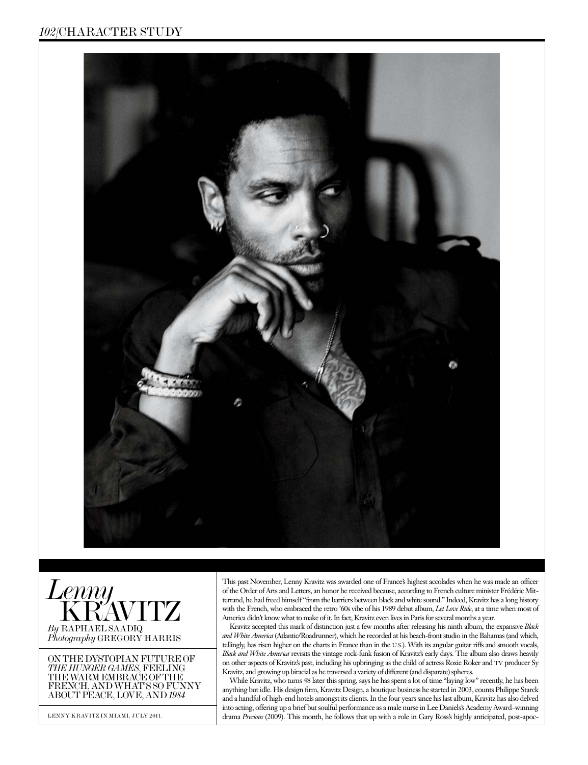# *Lenny* KRAVITZ

*By* RAPHAEL SAADIQ
*Photography* GREGORY HARRIS

ON THE DYSTOPIAN FUTURE OF *THE HUNGER GAMES*, FEELING THE WARM EMBRACE OF THE FRENCH, AND WHAT'S SO FUNNY ABOUT PEACE, LOVE, AND *1984*

LENNY KRAVITZ IN MIAMI, JULY 2011.

This past November, Lenny Kravitz was awarded one of France's highest accolades when he was made an officer of the Order of Arts and Letters, an honor he received because, according to French culture minister Frédéric Mitterrand, he had freed himself "from the barriers between black and white sound." Indeed, Kravitz has a long history with the French, who embraced the retro '60s vibe of his 1989 debut album, *Let Love Rule*, at a time when most of America didn't know what to make of it. In fact, Kravitz even lives in Paris for several months a year.

Kravitz accepted this mark of distinction just a few months after releasing his ninth album, the expansive *Black and White America* (Atlantic/Roadrunner), which he recorded at his beach-front studio in the Bahamas (and which, tellingly, has risen higher on the charts in France than in the U.S.). With its angular guitar riffs and smooth vocals, *Black and White America* revisits the vintage rock-funk fusion of Kravitz's early days. The album also draws heavily on other aspects of Kravitz's past, including his upbringing as the child of actress Roxie Roker and TV producer Sy Kravitz, and growing up biracial as he traversed a variety of different (and disparate) spheres.

While Kravitz, who turns 48 later this spring, says he has spent a lot of time "laying low" recently, he has been anything but idle. His design firm, Kravitz Design, a boutique business he started in 2003, counts Philippe Starck and a handful of high-end hotels amongst its clients. In the four years since his last album, Kravitz has also delved into acting, offering up a brief but soulful performance as a male nurse in Lee Daniels's Academy Award–winning drama *Precious* (2009). This month, he follows that up with a role in Gary Ross's highly anticipated, post-apoc-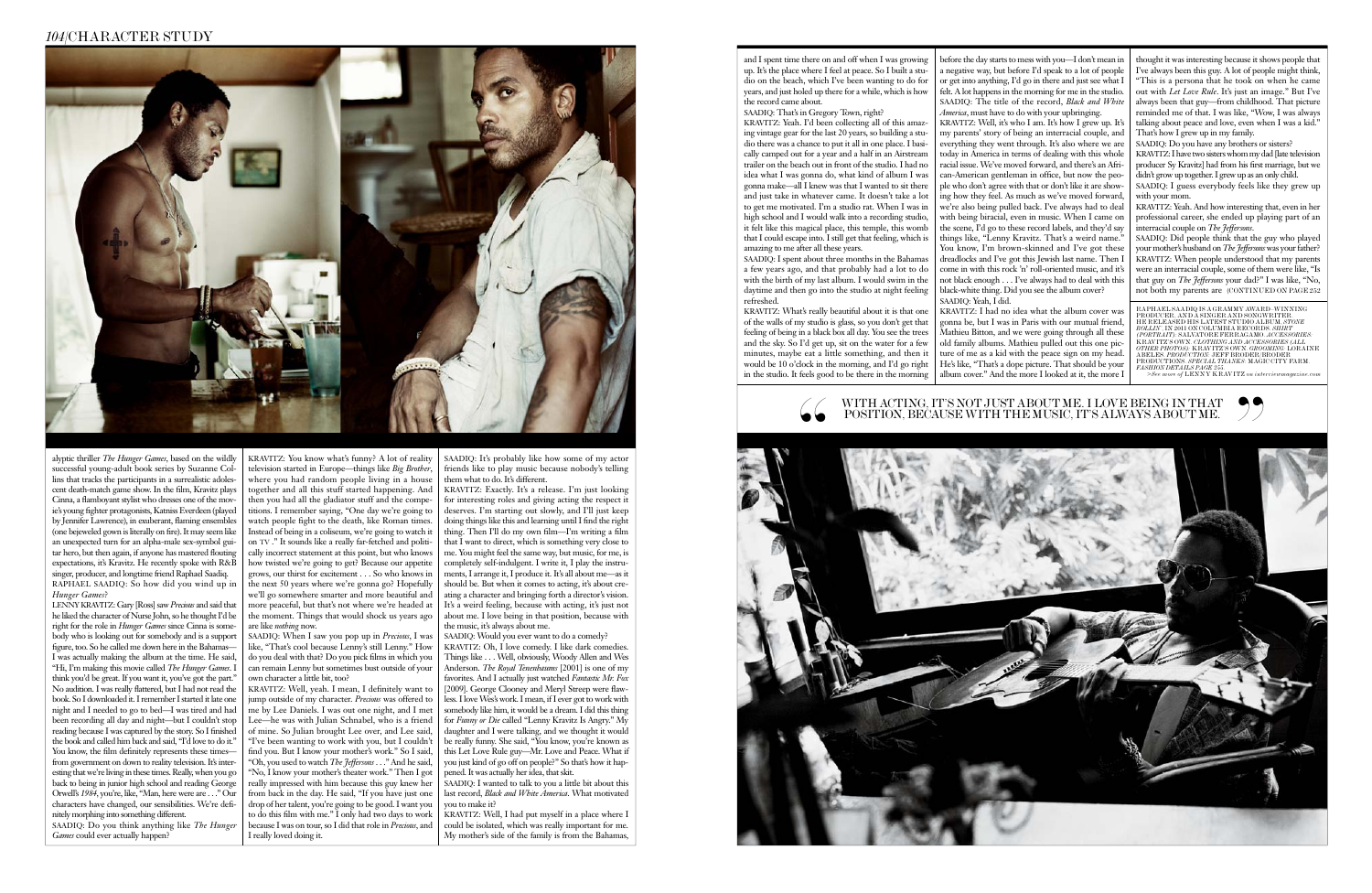alyptic thriller *The Hunger Games*, based on the wildly successful young-adult book series by Suzanne Collins that tracks the participants in a surrealistic adolescent death-match game show. In the film, Kravitz plays Cinna, a flamboyant stylist who dresses one of the movie's young fighter protagonists, Katniss Everdeen (played by Jennifer Lawrence), in exuberant, flaming ensembles (one bejeweled gown is literally on fire). It may seem like an unexpected turn for an alpha-male sex-symbol guitar hero, but then again, if anyone has mastered flouting expectations, it's Kravitz. He recently spoke with R&B singer, producer, and longtime friend Raphael Saadiq.

RAPHAEL SAADIQ: So how did you wind up in *Hunger Games*?

LENNY KRAVITZ: Gary [Ross] saw *Precious* and said that he liked the character of Nurse John, so he thought I'd be right for the role in *Hunger Games* since Cinna is somebody who is looking out for somebody and is a support figure, too. So he called me down here in the Bahamas—I was actually making the album at the time. He said, "Hi, I'm making this movie called *The Hunger Games*. I think you'd be great. If you want it, you've got the part." No audition. I was really flattered, but I had not read the book. So I downloaded it. I remember I started it late one night and I needed to go to bed—I was tired and had been recording all day and night—but I couldn't stop reading because I was captured by the story. So I finished the book and called him back and said, "I'd love to do it." You know, the film definitely represents these times—from government on down to reality television. It's interesting that we're living in these times. Really, when you go back to being in junior high school and reading George Orwell's *1984*, you're, like, "Man, here we are . . ." Our characters have changed, our sensibilities. We're definitely morphing into something different.

SAADIQ: Do you think anything like *The Hunger Games* could ever actually happen?

KRAVITZ: You know what's funny? A lot of reality television started in Europe—things like *Big Brother*, where you had random people living in a house together and all this stuff started happening. And then you had all the gladiator stuff and the competitions. I remember saying, "One day we're going to watch people fight to the death, like Roman times. Instead of being in a coliseum, we're going to watch it on TV." It sounds like a really far-fetched and politically incorrect statement at this point, but who knows how twisted we're going to get? Because our appetite grows, our thirst for excitement . . . So who knows in the next 50 years where we're gonna go? Hopefully we'll go somewhere smarter and more beautiful and more peaceful, but that's not where we're headed at the moment. Things that would shock us years ago are like *nothing* now.

SAADIQ: When I saw you pop up in *Precious*, I was like, "That's cool because Lenny's still Lenny." How do you deal with that? Do you pick films in which you can remain Lenny but sometimes bust outside of your own character a little bit, too?

KRAVITZ: Well, yeah. I mean, I definitely want to jump outside of my character. *Precious* was offered to me by Lee Daniels. I was out one night, and I met Lee—he was with Julian Schnabel, who is a friend of mine. So Julian brought Lee over, and Lee said, "I've been wanting to work with you, but I couldn't find you. But I know your mother's work." So I said, "Oh, you used to watch *The Jeffersons* . . ." And he said, "No, I know your mother's theater work." Then I got really impressed with him because this guy knew her from back in the day. He said, "If you have just one drop of her talent, you're going to be good. I want you to do this film with me." I only had two days to work because I was on tour, so I did that role in *Precious*, and I really loved doing it.

SAADIQ: It's probably like how some of my actor friends like to play music because nobody's telling them what to do. It's different.

KRAVITZ: Exactly. It's a release. I'm just looking for interesting roles and giving acting the respect it deserves. I'm starting out slowly, and I'll just keep doing things like this and learning until I find the right thing. Then I'll do my own film—I'm writing a film that I want to direct, which is something very close to me. You might feel the same way, but music, for me, is completely self-indulgent. I write it, I play the instruments, I arrange it, I produce it. It's all about me—as it should be. But when it comes to acting, it's about creating a character and bringing forth a director's vision. It's a weird feeling, because with acting, it's just not about me. I love being in that position, because with the music, it's always about me.

SAADIQ: Would you ever want to do a comedy?

KRAVITZ: Oh, I love comedy. I like dark comedies. Things like . . . Well, obviously, Woody Allen and Wes Anderson. *The Royal Tenenbaums* [2001] is one of my favorites. And I actually just watched *Fantastic Mr. Fox* [2009]. George Clooney and Meryl Streep were flawless. I love Wes's work. I mean, if I ever got to work with somebody like him, it would be a dream. I did this thing for *Funny or Die* called "Lenny Kravitz Is Angry." My daughter and I were talking, and we thought it would be really funny. She said, "You know, you're known as this Let Love Rule guy—Mr. Love and Peace. What if you just kind of go off on people?" So that's how it happened. It was actually her idea, that skit.

SAADIQ: I wanted to talk to you a little bit about this last record, *Black and White America*. What motivated you to make it?

KRAVITZ: Well, I had put myself in a place where I could be isolated, which was really important for me. My mother's side of the family is from the Bahamas, and I spent time there on and off when I was growing up. It's the place where I feel at peace. So I built a studio on the beach, which I've been wanting to do for years, and just holed up there for a while, which is how the record came about.

SAADIQ: That's in Gregory Town, right?

KRAVITZ: Yeah. I'd been collecting all of this amazing vintage gear for the last 20 years, so building a studio there was a chance to put it all in one place. I basically camped out for a year and a half in an Airstream trailer on the beach out in front of the studio. I had no idea what I was gonna do, what kind of album I was gonna make—all I knew was that I wanted to sit there and just take in whatever came. It doesn't take a lot to get me motivated. I'm a studio rat. When I was in high school and I would walk into a recording studio, it felt like this magical place, this temple, this womb that I could escape into. I still get that feeling, which is amazing to me after all these years.

SAADIQ: I spent about three months in the Bahamas a few years ago, and that probably had a lot to do with the birth of my last album. I would swim in the daytime and then go into the studio at night feeling refreshed.

KRAVITZ: What's really beautiful about it is that one of the walls of my studio is glass, so you don't get that feeling of being in a black box all day. You see the trees and the sky. So I'd get up, sit on the water for a few minutes, maybe eat a little something, and then it would be 10 o'clock in the morning, and I'd go right in the studio. It feels good to be there in the morning before the day starts to mess with you—I don't mean in a negative way, but before I'd speak to a lot of people or get into anything, I'd go in there and just see what I felt. A lot happens in the morning for me in the studio.

SAADIQ: The title of the record, *Black and White America*, must have to do with your upbringing.

KRAVITZ: Well, it's who I am. It's how I grew up. It's my parents' story of being an interracial couple, and everything they went through. It's also where we are today in America in terms of dealing with this whole racial issue. We've moved forward, and there's an African-American gentleman in office, but now the people who don't agree with that or don't like it are showing how they feel. As much as we've moved forward, we're also being pulled back. I've always had to deal with being biracial, even in music. When I came on the scene, I'd go to these record labels, and they'd say things like, "Lenny Kravitz. That's a weird name." You know, I'm brown-skinned and I've got these dreadlocks and I've got this Jewish last name. Then I come in with this rock 'n' roll-oriented music, and it's not black enough . . . I've always had to deal with this black-white thing. Did you see the album cover?

SAADIQ: Yeah, I did.

KRAVITZ: I had no idea what the album cover was gonna be, but I was in Paris with our mutual friend, Mathieu Bitton, and we were going through all these old family albums. Mathieu pulled out this one picture of me as a kid with the peace sign on my head. He's like, "That's a dope picture. That should be your album cover." And the more I looked at it, the more I thought it was interesting because it shows people that I've always been this guy. A lot of people might think, "This is a persona that he took on when he came out with *Let Love Rule*. It's just an image." But I've always been that guy—from childhood. That picture reminded me of that. I was like, "Wow, I was always talking about peace and love, even when I was a kid." That's how I grew up in my family.

SAADIQ: Do you have any brothers or sisters?

KRAVITZ: I have two sisters whom my dad [late television producer Sy Kravitz] had from his first marriage, but we didn't grow up together. I grew up as an only child.

SAADIQ: I guess everybody feels like they grew up with your mom.

KRAVITZ: Yeah. And how interesting that, even in her professional career, she ended up playing part of an interracial couple on *The Jeffersons*.

SAADIQ: Did people think that the guy who played your mother's husband on *The Jeffersons* was your father?

KRAVITZ: When people understood that my parents were an interracial couple, some of them were like, "Is that guy on *The Jeffersons* your dad?" I was like, "No, not both my parents are (CONTINUED ON PAGE 252

RAPHAEL SAADIQ IS A GRAMMY AWARD–WINNING PRODUCER, AND A SINGER AND SONGWRITER. HE RELEASED HIS LATEST STUDIO ALBUM, *STONE ROLLIN'*, IN 2011 ON COLUMBIA RECORDS. *SHIRT (PORTRAIT)*: SALVATORE FERRAGAMO. *ACCESSORIES*: KRAVITZ'S OWN. *CLOTHING AND ACCESSORIES (ALL OTHER PHOTOS)*: KRAVITZ'S OWN. *GROOMING*: LORAINE ABELES. *PRODUCTION*: JEFF BRODER/BRODER PRODUCTIONS. *SPECIAL THANKS*: MAGIC CITY FARM. *FASHION DETAILS PAGE 255*

>*See more of* LENNY KRAVITZ *on interviewmagazine.com*

> "WITH ACTING, IT'S NOT JUST ABOUT ME. I LOVE BEING IN THAT POSITION, BECAUSE WITH THE MUSIC, IT'S ALWAYS ABOUT ME."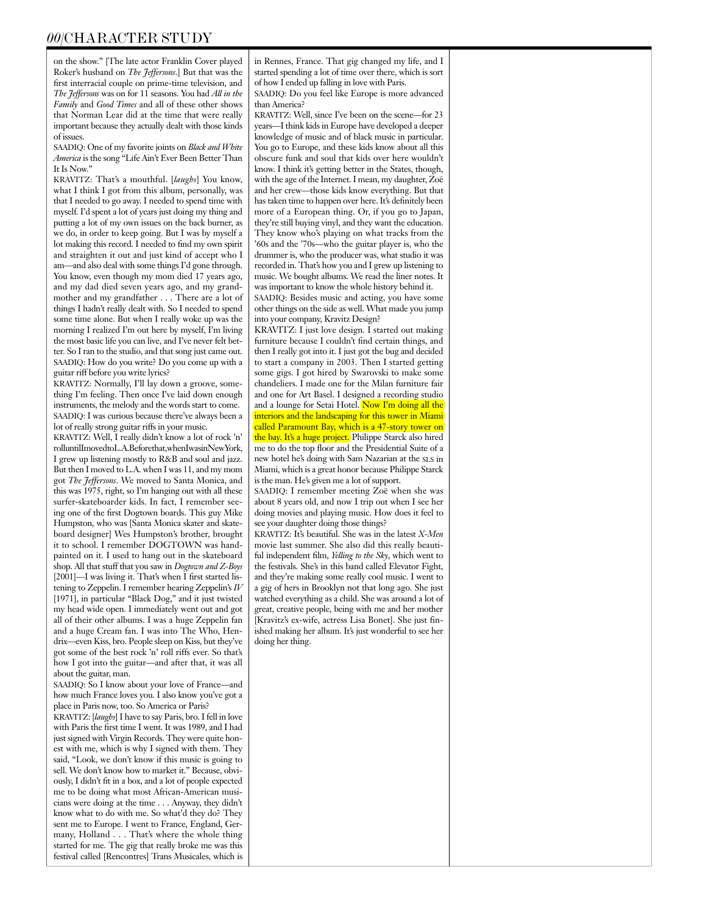on the show." [The late actor Franklin Cover played Roker's husband on *The Jeffersons*.] But that was the first interracial couple on prime-time television, and *The Jeffersons* was on for 11 seasons. You had *All in the Family* and *Good Times* and all of these other shows that Norman Lear did at the time that were really important because they actually dealt with those kinds of issues.

SAADIQ: One of my favorite joints on *Black and White America* is the song "Life Ain't Ever Been Better Than It Is Now."

KRAVITZ: That's a mouthful. [*laughs*] You know, what I think I got from this album, personally, was that I needed to go away. I needed to spend time with myself. I'd spent a lot of years just doing my thing and putting a lot of my own issues on the back burner, as we do, in order to keep going. But I was by myself a lot making this record. I needed to find my own spirit and straighten it out and just kind of accept who I am—and also deal with some things I'd gone through. You know, even though my mom died 17 years ago, and my dad died seven years ago, and my grandmother and my grandfather . . . There are a lot of things I hadn't really dealt with. So I needed to spend some time alone. But when I really woke up was the morning I realized I'm out here by myself, I'm living the most basic life you can live, and I've never felt better. So I ran to the studio, and that song just came out.

SAADIQ: How do you write? Do you come up with a guitar riff before you write lyrics?

KRAVITZ: Normally, I'll lay down a groove, something I'm feeling. Then once I've laid down enough instruments, the melody and the words start to come.

SAADIQ: I was curious because there've always been a lot of really strong guitar riffs in your music.

KRAVITZ: Well, I really didn't know a lot of rock 'n' roll until I moved to L.A. Before that, when I was in New York, I grew up listening mostly to R&B and soul and jazz. But then I moved to L.A. when I was 11, and my mom got *The Jeffersons*. We moved to Santa Monica, and this was 1975, right, so I'm hanging out with all these surfer-skateboarder kids. In fact, I remember seeing one of the first Dogtown boards. This guy Mike Humpston, who was [Santa Monica skater and skateboard designer] Wes Humpston's brother, brought it to school. I remember DOGTOWN was hand-painted on it. I used to hang out in the skateboard shop. All that stuff that you saw in *Dogtown and Z-Boys* [2001]—I was living it. That's when I first started listening to Zeppelin. I remember hearing Zeppelin's *IV* [1971], in particular "Black Dog," and it just twisted my head wide open. I immediately went out and got all of their other albums. I was a huge Zeppelin fan and a huge Cream fan. I was into The Who, Hendrix—even Kiss, bro. People sleep on Kiss, but they've got some of the best rock 'n' roll riffs ever. So that's how I got into the guitar—and after that, it was all about the guitar, man.

SAADIQ: So I know about your love of France—and how much France loves you. I also know you've got a place in Paris now, too. So America or Paris?

KRAVITZ: [*laughs*] I have to say Paris, bro. I fell in love with Paris the first time I went. It was 1989, and I had just signed with Virgin Records. They were quite honest with me, which is why I signed with them. They said, "Look, we don't know if this music is going to sell. We don't know how to market it." Because, obviously, I didn't fit in a box, and a lot of people expected me to be doing what most African-American musicians were doing at the time . . . Anyway, they didn't know what to do with me. So what'd they do? They sent me to Europe. I went to France, England, Germany, Holland . . . That's where the whole thing started for me. The gig that really broke me was this festival called [Rencontres] Trans Musicales, which is in Rennes, France. That gig changed my life, and I started spending a lot of time over there, which is sort of how I ended up falling in love with Paris.

SAADIQ: Do you feel like Europe is more advanced than America?

KRAVITZ: Well, since I've been on the scene—for 23 years—I think kids in Europe have developed a deeper knowledge of music and of black music in particular. You go to Europe, and these kids know about all this obscure funk and soul that kids over here wouldn't know. I think it's getting better in the States, though, with the age of the Internet. I mean, my daughter, Zoë and her crew—those kids know everything. But that has taken time to happen over here. It's definitely been more of a European thing. Or, if you go to Japan, they're still buying vinyl, and they want the education. They know who's playing on what tracks from the '60s and the '70s—who the guitar player is, who the drummer is, who the producer was, what studio it was recorded in. That's how you and I grew up listening to music. We bought albums. We read the liner notes. It was important to know the whole history behind it.

SAADIQ: Besides music and acting, you have some other things on the side as well. What made you jump into your company, Kravitz Design?

KRAVITZ: I just love design. I started out making furniture because I couldn't find certain things, and then I really got into it. I just got the bug and decided to start a company in 2003. Then I started getting some gigs. I got hired by Swarovski to make some chandeliers. I made one for the Milan furniture fair and one for Art Basel. I designed a recording studio and a lounge for Setai Hotel. Now I'm doing all the interiors and the landscaping for this tower in Miami called Paramount Bay, which is a 47-story tower on the bay. It's a huge project. Philippe Starck also hired me to do the top floor and the Presidential Suite of a new hotel he's doing with Sam Nazarian at the SLS in Miami, which is a great honor because Philippe Starck is the man. He's given me a lot of support.

SAADIQ: I remember meeting Zoë when she was about 8 years old, and now I trip out when I see her doing movies and playing music. How does it feel to see your daughter doing those things?

KRAVITZ: It's beautiful. She was in the latest *X-Men* movie last summer. She also did this really beautiful independent film, *Yelling to the Sky*, which went to the festivals. She's in this band called Elevator Fight, and they're making some really cool music. I went to a gig of hers in Brooklyn not that long ago. She just watched everything as a child. She was around a lot of great, creative people, being with me and her mother [Kravitz's ex-wife, actress Lisa Bonet]. She just finished making her album. It's just wonderful to see her doing her thing.